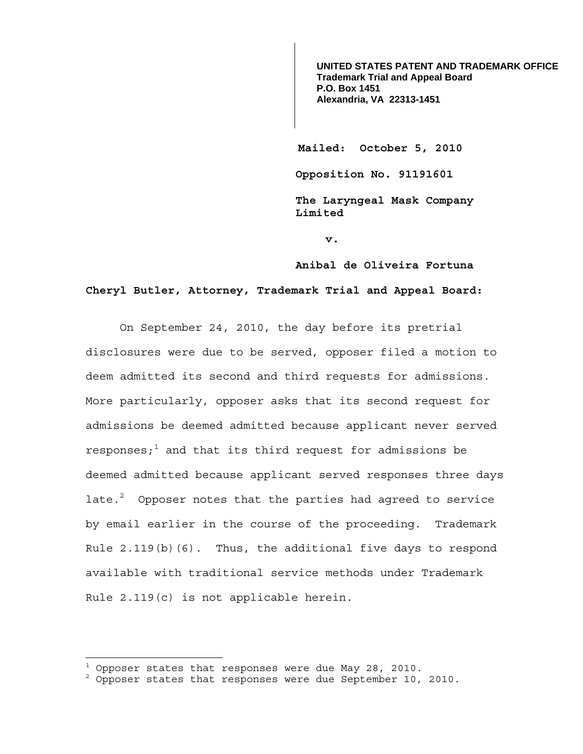**UNITED STATES PATENT AND TRADEMARK OFFICE**
**Trademark Trial and Appeal Board**
**P.O. Box 1451**
**Alexandria, VA 22313-1451**

**Mailed: October 5, 2010**

**Opposition No. 91191601**

**The Laryngeal Mask Company Limited**

**v.**

**Anibal de Oliveira Fortuna**

**Cheryl Butler, Attorney, Trademark Trial and Appeal Board:**

On September 24, 2010, the day before its pretrial disclosures were due to be served, opposer filed a motion to deem admitted its second and third requests for admissions. More particularly, opposer asks that its second request for admissions be deemed admitted because applicant never served responses;[1] and that its third request for admissions be deemed admitted because applicant served responses three days late.[2] Opposer notes that the parties had agreed to service by email earlier in the course of the proceeding. Trademark Rule 2.119(b)(6). Thus, the additional five days to respond available with traditional service methods under Trademark Rule 2.119(c) is not applicable herein.

---

[1] Opposer states that responses were due May 28, 2010.

[2] Opposer states that responses were due September 10, 2010.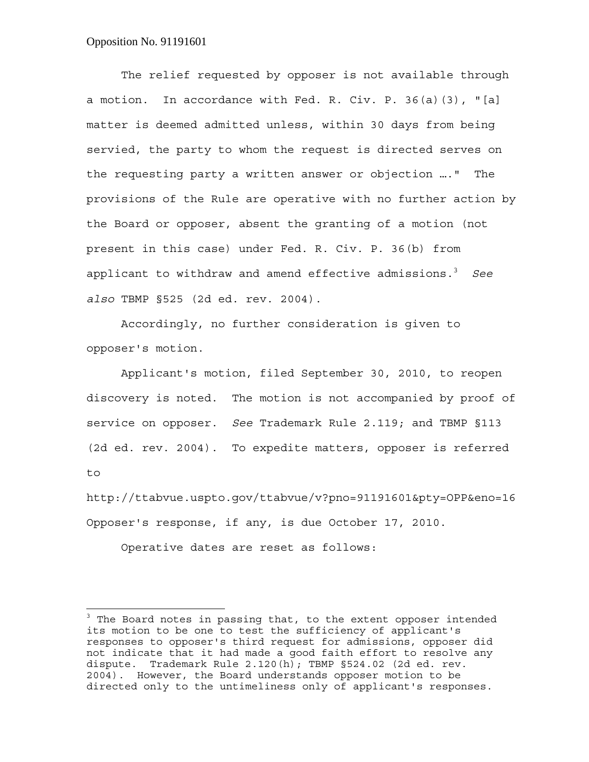The relief requested by opposer is not available through a motion. In accordance with Fed. R. Civ. P. 36(a)(3), "[a] matter is deemed admitted unless, within 30 days from being servied, the party to whom the request is directed serves on the requesting party a written answer or objection …." The provisions of the Rule are operative with no further action by the Board or opposer, absent the granting of a motion (not present in this case) under Fed. R. Civ. P. 36(b) from applicant to withdraw and amend effective admissions.[3] *See also* TBMP §525 (2d ed. rev. 2004).

Accordingly, no further consideration is given to opposer's motion.

Applicant's motion, filed September 30, 2010, to reopen discovery is noted. The motion is not accompanied by proof of service on opposer. *See* Trademark Rule 2.119; and TBMP §113 (2d ed. rev. 2004). To expedite matters, opposer is referred to

http://ttabvue.uspto.gov/ttabvue/v?pno=91191601&pty=OPP&eno=16

Opposer's response, if any, is due October 17, 2010.

Operative dates are reset as follows:

---

[3] The Board notes in passing that, to the extent opposer intended its motion to be one to test the sufficiency of applicant's responses to opposer's third request for admissions, opposer did not indicate that it had made a good faith effort to resolve any dispute. Trademark Rule 2.120(h); TBMP §524.02 (2d ed. rev. 2004). However, the Board understands opposer motion to be directed only to the untimeliness only of applicant's responses.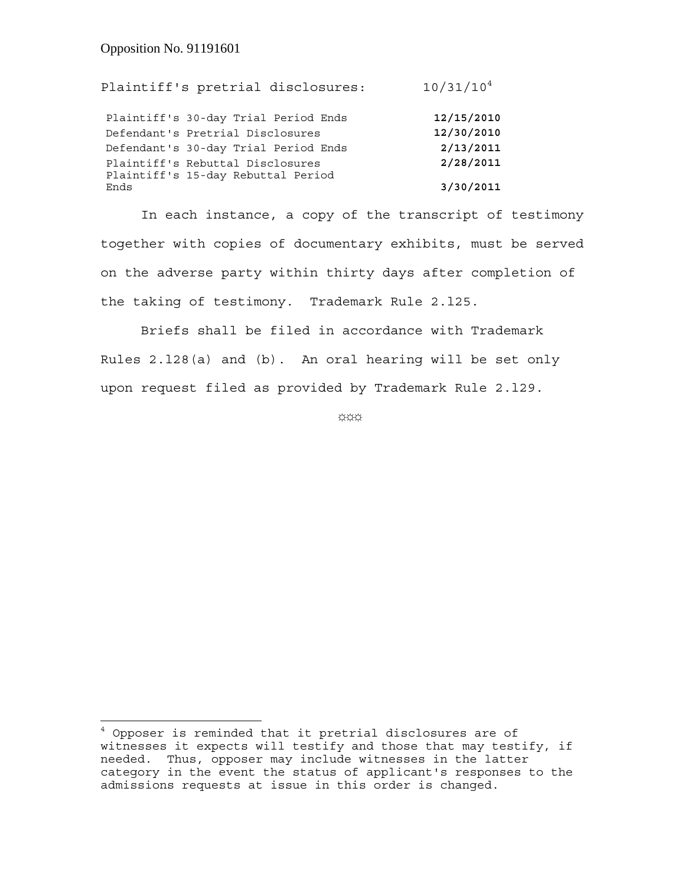Plaintiff's pretrial disclosures: 10/31/10[4]

| | |
|---|---|
| Plaintiff's 30-day Trial Period Ends | **12/15/2010** |
| Defendant's Pretrial Disclosures | **12/30/2010** |
| Defendant's 30-day Trial Period Ends | **2/13/2011** |
| Plaintiff's Rebuttal Disclosures | **2/28/2011** |
| Plaintiff's 15-day Rebuttal Period Ends | **3/30/2011** |

In each instance, a copy of the transcript of testimony together with copies of documentary exhibits, must be served on the adverse party within thirty days after completion of the taking of testimony. Trademark Rule 2.l25.

Briefs shall be filed in accordance with Trademark Rules 2.l28(a) and (b). An oral hearing will be set only upon request filed as provided by Trademark Rule 2.l29.

☼☼☼

[4] Opposer is reminded that it pretrial disclosures are of witnesses it expects will testify and those that may testify, if needed. Thus, opposer may include witnesses in the latter category in the event the status of applicant's responses to the admissions requests at issue in this order is changed.